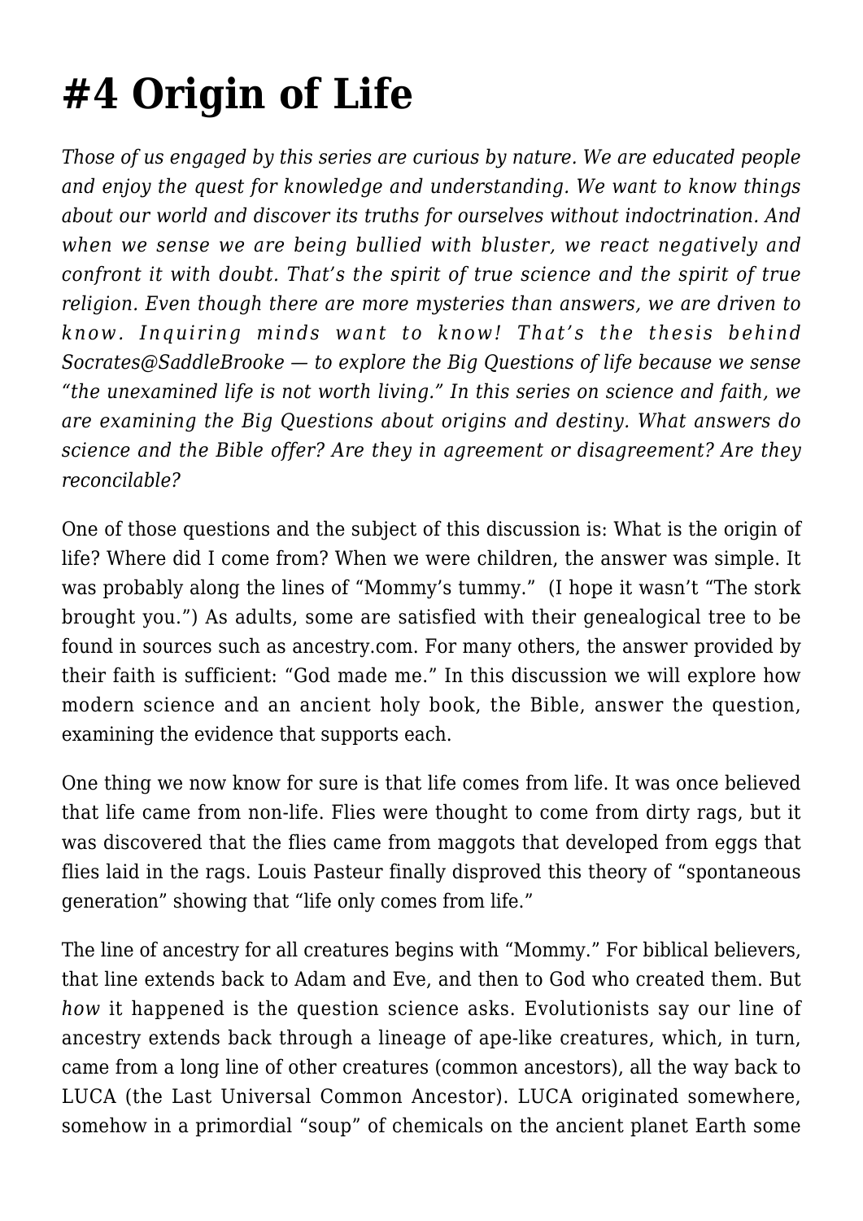# #4 Origin of Life

*Those of us engaged by this series are curious by nature. We are educated people and enjoy the quest for knowledge and understanding. We want to know things about our world and discover its truths for ourselves without indoctrination. And when we sense we are being bullied with bluster, we react negatively and confront it with doubt. That's the spirit of true science and the spirit of true religion. Even though there are more mysteries than answers, we are driven to know. Inquiring minds want to know! That's the thesis behind Socrates@SaddleBrooke — to explore the Big Questions of life because we sense "the unexamined life is not worth living." In this series on science and faith, we are examining the Big Questions about origins and destiny. What answers do science and the Bible offer? Are they in agreement or disagreement? Are they reconcilable?*

One of those questions and the subject of this discussion is: What is the origin of life? Where did I come from? When we were children, the answer was simple. It was probably along the lines of "Mommy's tummy." (I hope it wasn't "The stork brought you.") As adults, some are satisfied with their genealogical tree to be found in sources such as ancestry.com. For many others, the answer provided by their faith is sufficient: "God made me." In this discussion we will explore how modern science and an ancient holy book, the Bible, answer the question, examining the evidence that supports each.

One thing we now know for sure is that life comes from life. It was once believed that life came from non-life. Flies were thought to come from dirty rags, but it was discovered that the flies came from maggots that developed from eggs that flies laid in the rags. Louis Pasteur finally disproved this theory of "spontaneous generation" showing that "life only comes from life."

The line of ancestry for all creatures begins with "Mommy." For biblical believers, that line extends back to Adam and Eve, and then to God who created them. But *how* it happened is the question science asks. Evolutionists say our line of ancestry extends back through a lineage of ape-like creatures, which, in turn, came from a long line of other creatures (common ancestors), all the way back to LUCA (the Last Universal Common Ancestor). LUCA originated somewhere, somehow in a primordial "soup" of chemicals on the ancient planet Earth some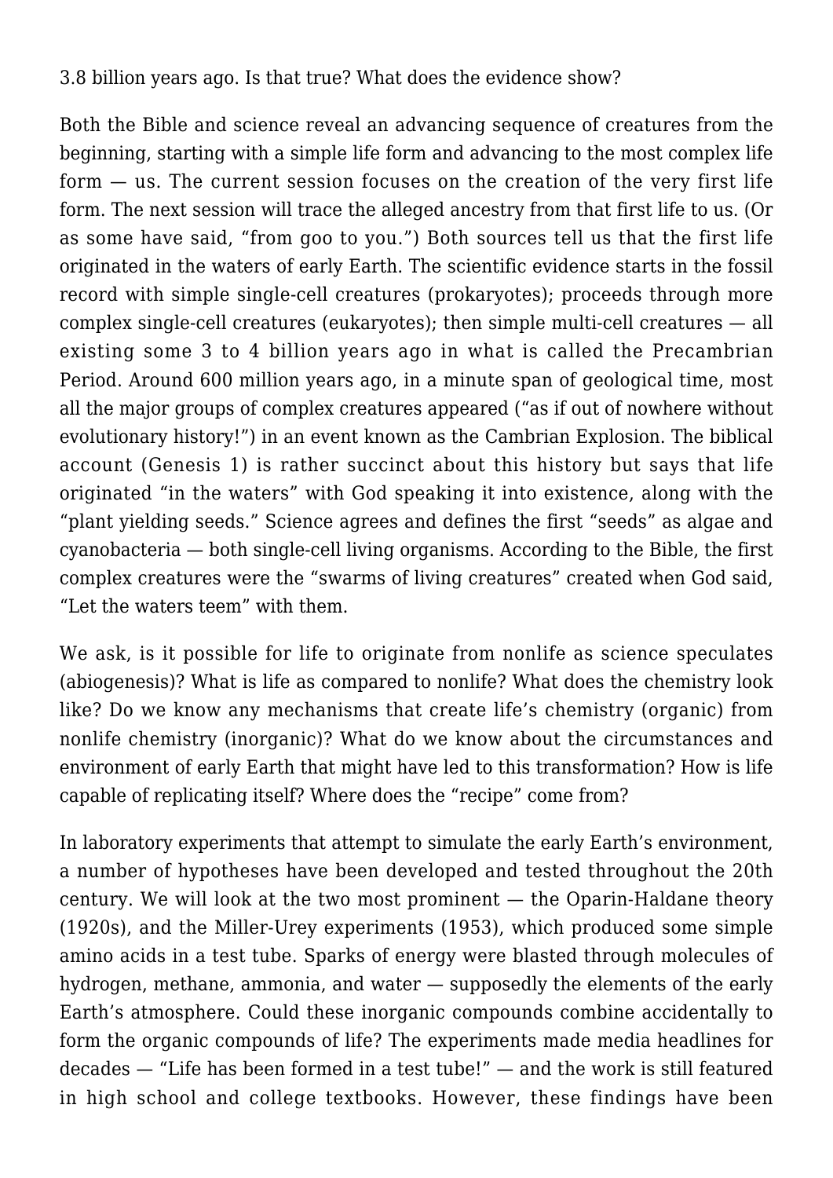3.8 billion years ago. Is that true? What does the evidence show?

Both the Bible and science reveal an advancing sequence of creatures from the beginning, starting with a simple life form and advancing to the most complex life form — us. The current session focuses on the creation of the very first life form. The next session will trace the alleged ancestry from that first life to us. (Or as some have said, "from goo to you.") Both sources tell us that the first life originated in the waters of early Earth. The scientific evidence starts in the fossil record with simple single-cell creatures (prokaryotes); proceeds through more complex single-cell creatures (eukaryotes); then simple multi-cell creatures — all existing some 3 to 4 billion years ago in what is called the Precambrian Period. Around 600 million years ago, in a minute span of geological time, most all the major groups of complex creatures appeared ("as if out of nowhere without evolutionary history!") in an event known as the Cambrian Explosion. The biblical account (Genesis 1) is rather succinct about this history but says that life originated "in the waters" with God speaking it into existence, along with the "plant yielding seeds." Science agrees and defines the first "seeds" as algae and cyanobacteria — both single-cell living organisms. According to the Bible, the first complex creatures were the "swarms of living creatures" created when God said, "Let the waters teem" with them.

We ask, is it possible for life to originate from nonlife as science speculates (abiogenesis)? What is life as compared to nonlife? What does the chemistry look like? Do we know any mechanisms that create life's chemistry (organic) from nonlife chemistry (inorganic)? What do we know about the circumstances and environment of early Earth that might have led to this transformation? How is life capable of replicating itself? Where does the "recipe" come from?

In laboratory experiments that attempt to simulate the early Earth's environment, a number of hypotheses have been developed and tested throughout the 20th century. We will look at the two most prominent — the Oparin-Haldane theory (1920s), and the Miller-Urey experiments (1953), which produced some simple amino acids in a test tube. Sparks of energy were blasted through molecules of hydrogen, methane, ammonia, and water — supposedly the elements of the early Earth's atmosphere. Could these inorganic compounds combine accidentally to form the organic compounds of life? The experiments made media headlines for decades — "Life has been formed in a test tube!" — and the work is still featured in high school and college textbooks. However, these findings have been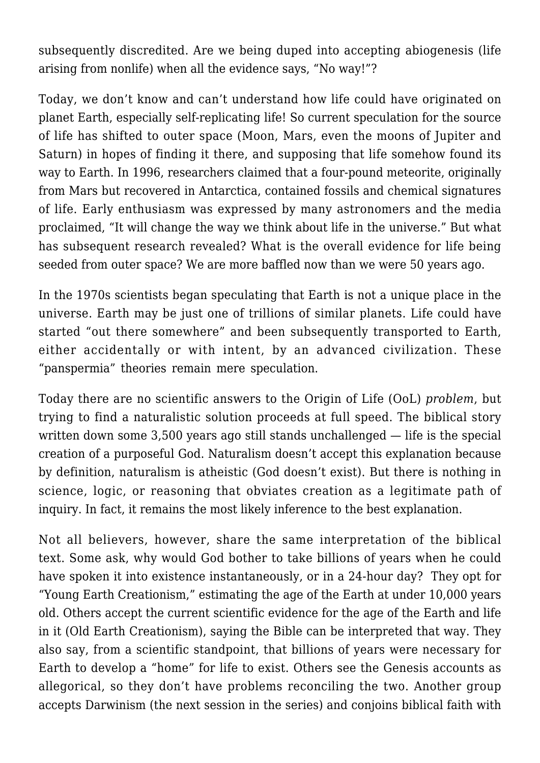subsequently discredited. Are we being duped into accepting abiogenesis (life arising from nonlife) when all the evidence says, "No way!"?

Today, we don't know and can't understand how life could have originated on planet Earth, especially self-replicating life! So current speculation for the source of life has shifted to outer space (Moon, Mars, even the moons of Jupiter and Saturn) in hopes of finding it there, and supposing that life somehow found its way to Earth. In 1996, researchers claimed that a four-pound meteorite, originally from Mars but recovered in Antarctica, contained fossils and chemical signatures of life. Early enthusiasm was expressed by many astronomers and the media proclaimed, "It will change the way we think about life in the universe." But what has subsequent research revealed? What is the overall evidence for life being seeded from outer space? We are more baffled now than we were 50 years ago.

In the 1970s scientists began speculating that Earth is not a unique place in the universe. Earth may be just one of trillions of similar planets. Life could have started "out there somewhere" and been subsequently transported to Earth, either accidentally or with intent, by an advanced civilization. These "panspermia" theories remain mere speculation.

Today there are no scientific answers to the Origin of Life (OoL) *problem*, but trying to find a naturalistic solution proceeds at full speed. The biblical story written down some 3,500 years ago still stands unchallenged — life is the special creation of a purposeful God. Naturalism doesn't accept this explanation because by definition, naturalism is atheistic (God doesn't exist). But there is nothing in science, logic, or reasoning that obviates creation as a legitimate path of inquiry. In fact, it remains the most likely inference to the best explanation.

Not all believers, however, share the same interpretation of the biblical text. Some ask, why would God bother to take billions of years when he could have spoken it into existence instantaneously, or in a 24-hour day? They opt for "Young Earth Creationism," estimating the age of the Earth at under 10,000 years old. Others accept the current scientific evidence for the age of the Earth and life in it (Old Earth Creationism), saying the Bible can be interpreted that way. They also say, from a scientific standpoint, that billions of years were necessary for Earth to develop a "home" for life to exist. Others see the Genesis accounts as allegorical, so they don't have problems reconciling the two. Another group accepts Darwinism (the next session in the series) and conjoins biblical faith with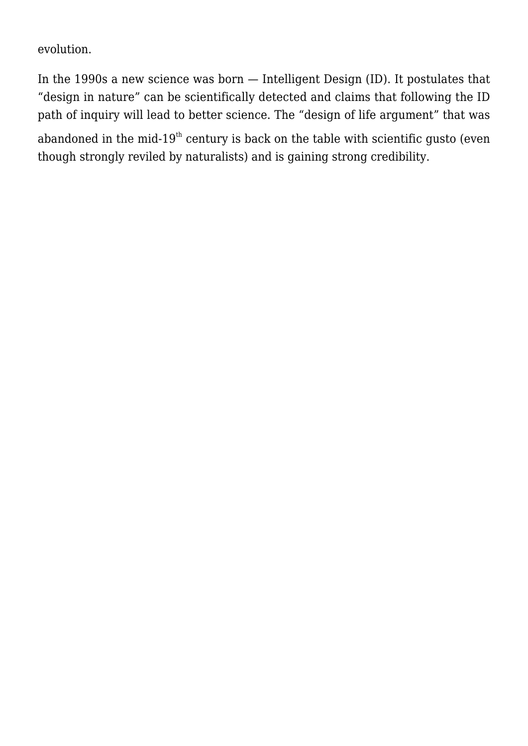evolution.

In the 1990s a new science was born — Intelligent Design (ID). It postulates that "design in nature" can be scientifically detected and claims that following the ID path of inquiry will lead to better science. The "design of life argument" that was abandoned in the mid-19th century is back on the table with scientific gusto (even though strongly reviled by naturalists) and is gaining strong credibility.